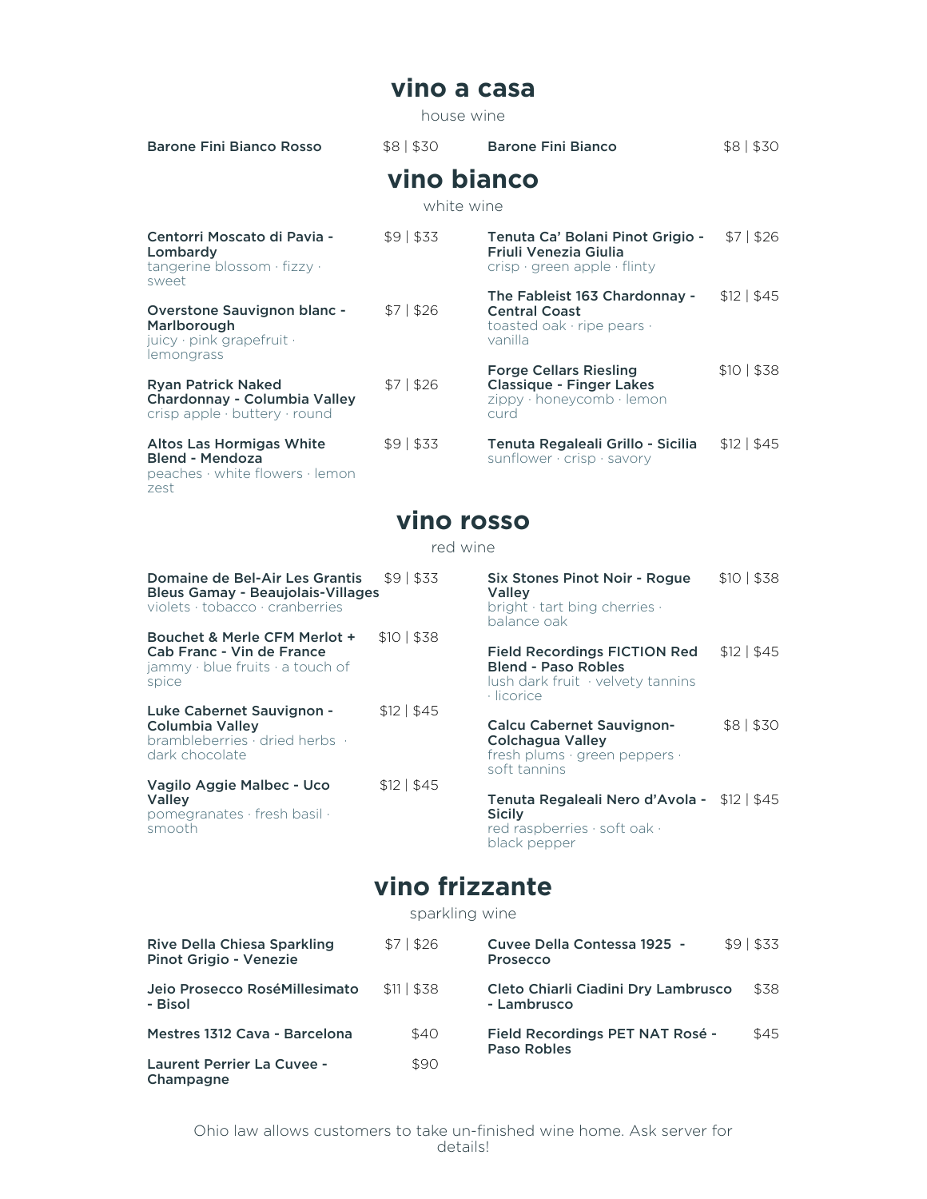## vino a casa

house wine

**Barone Fini Bianco Rosso** $8 | $30

**Barone Fini Bianco** $8 | $30

## vino bianco

white wine

**Centorri Moscato di Pavia - Lombardy** $9 | $33
tangerine blossom · fizzy · sweet

**Overstone Sauvignon blanc - Marlborough** $7 | $26
juicy · pink grapefruit · lemongrass

**Ryan Patrick Naked Chardonnay - Columbia Valley** $7 | $26
crisp apple · buttery · round

**Altos Las Hormigas White Blend - Mendoza** $9 | $33
peaches · white flowers · lemon zest

**Tenuta Ca' Bolani Pinot Grigio - Friuli Venezia Giulia** $7 | $26
crisp · green apple · flinty

**The Fableist 163 Chardonnay - Central Coast** $12 | $45
toasted oak · ripe pears · vanilla

**Forge Cellars Riesling Classique - Finger Lakes** $10 | $38
zippy · honeycomb · lemon curd

**Tenuta Regaleali Grillo - Sicilia** $12 | $45
sunflower · crisp · savory

## vino rosso

red wine

**Domaine de Bel-Air Les Grantis Bleus Gamay - Beaujolais-Villages** $9 | $33
violets · tobacco · cranberries

**Bouchet & Merle CFM Merlot + Cab Franc - Vin de France** $10 | $38
jammy · blue fruits · a touch of spice

**Luke Cabernet Sauvignon - Columbia Valley** $12 | $45
brambleberries · dried herbs · dark chocolate

**Vagilo Aggie Malbec - Uco Valley** $12 | $45
pomegranates · fresh basil · smooth

**Six Stones Pinot Noir - Rogue Valley** $10 | $38
bright · tart bing cherries · balance oak

**Field Recordings FICTION Red Blend - Paso Robles** $12 | $45
lush dark fruit · velvety tannins · licorice

**Calcu Cabernet Sauvignon- Colchagua Valley** $8 | $30
fresh plums · green peppers · soft tannins

**Tenuta Regaleali Nero d'Avola - Sicily** $12 | $45
red raspberries · soft oak · black pepper

## vino frizzante

sparkling wine

**Rive Della Chiesa Sparkling Pinot Grigio - Venezie** $7 | $26

**Jeio Prosecco RoséMillesimato - Bisol** $11 | $38

**Mestres 1312 Cava - Barcelona** $40

**Laurent Perrier La Cuvee - Champagne** $90

**Cuvee Della Contessa 1925 - Prosecco** $9 | $33

**Cleto Chiarli Ciadini Dry Lambrusco - Lambrusco** $38

**Field Recordings PET NAT Rosé - Paso Robles** $45

Ohio law allows customers to take un-finished wine home. Ask server for details!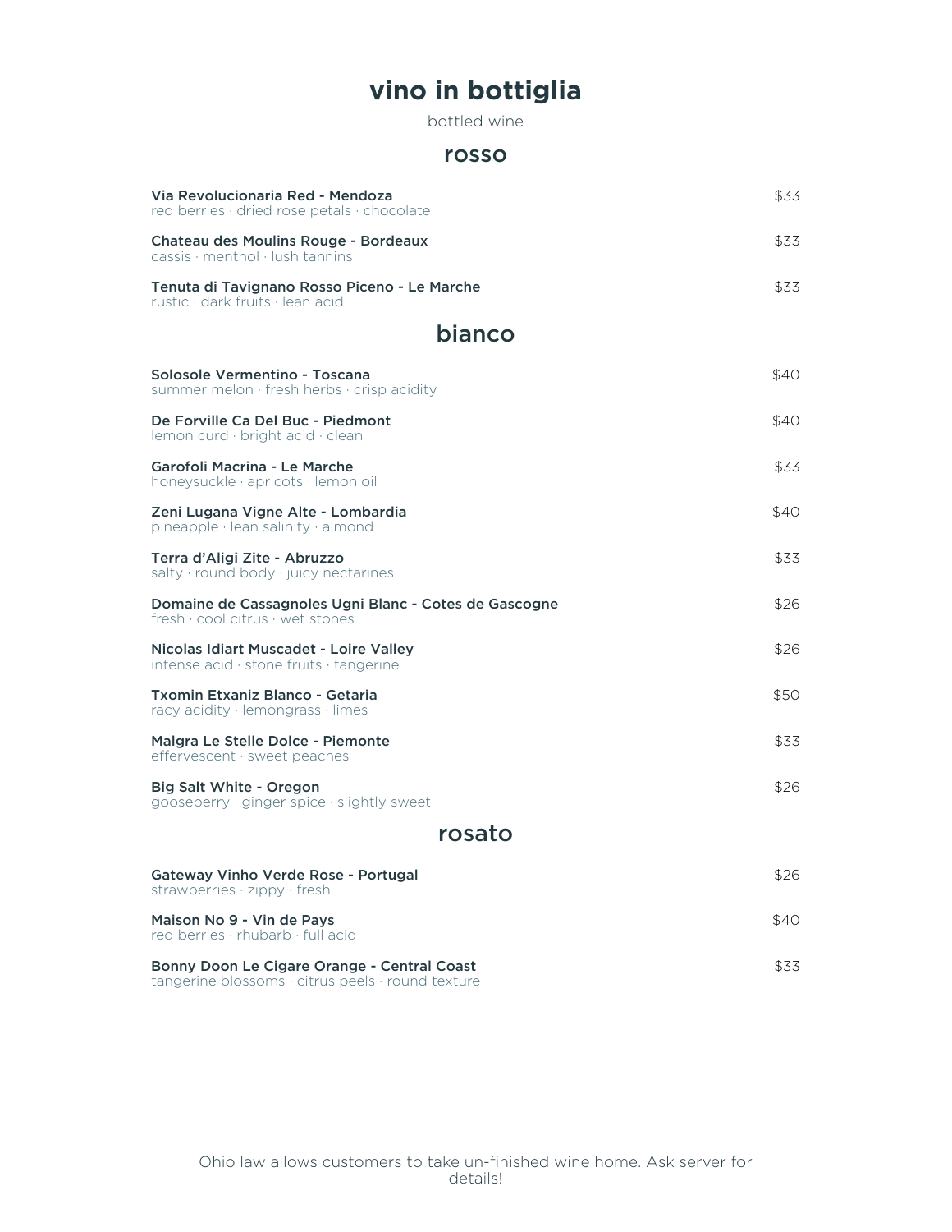# vino in bottiglia

bottled wine

## rosso

**Via Revolucionaria Red - Mendoza** — $33
red berries · dried rose petals · chocolate

**Chateau des Moulins Rouge - Bordeaux** — $33
cassis · menthol · lush tannins

**Tenuta di Tavignano Rosso Piceno - Le Marche** — $33
rustic · dark fruits · lean acid

## bianco

**Solosole Vermentino - Toscana** — $40
summer melon · fresh herbs · crisp acidity

**De Forville Ca Del Buc - Piedmont** — $40
lemon curd · bright acid · clean

**Garofoli Macrina - Le Marche** — $33
honeysuckle · apricots · lemon oil

**Zeni Lugana Vigne Alte - Lombardia** — $40
pineapple · lean salinity · almond

**Terra d'Aligi Zite - Abruzzo** — $33
salty · round body · juicy nectarines

**Domaine de Cassagnoles Ugni Blanc - Cotes de Gascogne** — $26
fresh · cool citrus · wet stones

**Nicolas Idiart Muscadet - Loire Valley** — $26
intense acid · stone fruits · tangerine

**Txomin Etxaniz Blanco - Getaria** — $50
racy acidity · lemongrass · limes

**Malgra Le Stelle Dolce - Piemonte** — $33
effervescent · sweet peaches

**Big Salt White - Oregon** — $26
gooseberry · ginger spice · slightly sweet

## rosato

**Gateway Vinho Verde Rose - Portugal** — $26
strawberries · zippy · fresh

**Maison No 9 - Vin de Pays** — $40
red berries · rhubarb · full acid

**Bonny Doon Le Cigare Orange - Central Coast** — $33
tangerine blossoms · citrus peels · round texture

Ohio law allows customers to take un-finished wine home. Ask server for details!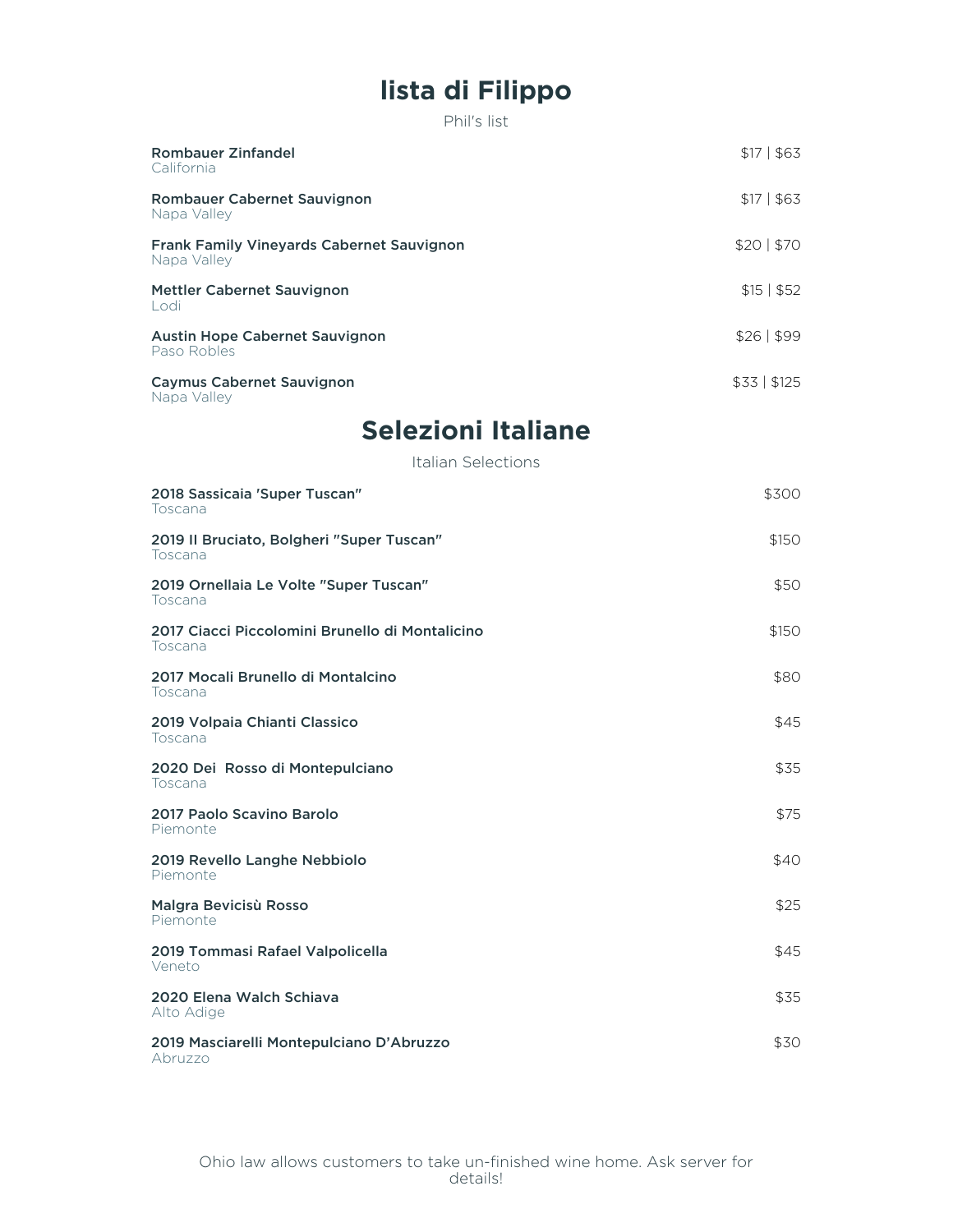# lista di Filippo

Phil's list

**Rombauer Zinfandel** — $17 | $63
California

**Rombauer Cabernet Sauvignon** — $17 | $63
Napa Valley

**Frank Family Vineyards Cabernet Sauvignon** — $20 | $70
Napa Valley

**Mettler Cabernet Sauvignon** — $15 | $52
Lodi

**Austin Hope Cabernet Sauvignon** — $26 | $99
Paso Robles

**Caymus Cabernet Sauvignon** — $33 | $125
Napa Valley

# Selezioni Italiane

Italian Selections

**2018 Sassicaia 'Super Tuscan"** — $300
Toscana

**2019 Il Bruciato, Bolgheri "Super Tuscan"** — $150
Toscana

**2019 Ornellaia Le Volte "Super Tuscan"** — $50
Toscana

**2017 Ciacci Piccolomini Brunello di Montalicino** — $150
Toscana

**2017 Mocali Brunello di Montalcino** — $80
Toscana

**2019 Volpaia Chianti Classico** — $45
Toscana

**2020 Dei Rosso di Montepulciano** — $35
Toscana

**2017 Paolo Scavino Barolo** — $75
Piemonte

**2019 Revello Langhe Nebbiolo** — $40
Piemonte

**Malgra Bevicisù Rosso** — $25
Piemonte

**2019 Tommasi Rafael Valpolicella** — $45
Veneto

**2020 Elena Walch Schiava** — $35
Alto Adige

**2019 Masciarelli Montepulciano D'Abruzzo** — $30
Abruzzo

Ohio law allows customers to take un-finished wine home. Ask server for details!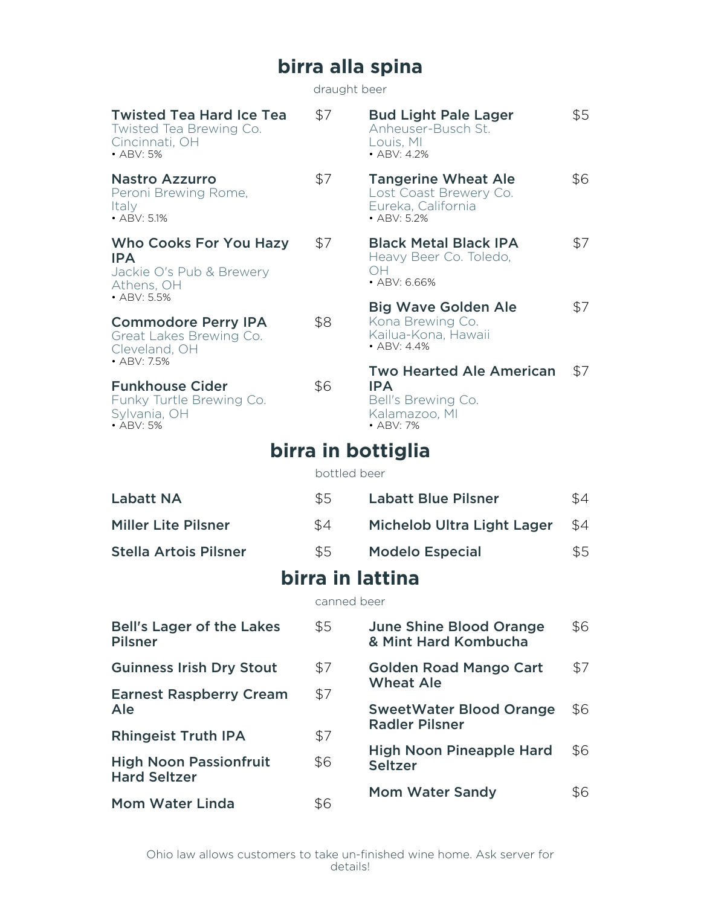## birra alla spina

draught beer

**Twisted Tea Hard Ice Tea** $7
Twisted Tea Brewing Co. Cincinnati, OH
• ABV: 5%

**Nastro Azzurro** $7
Peroni Brewing Rome, Italy
• ABV: 5.1%

**Who Cooks For You Hazy IPA** $7
Jackie O's Pub & Brewery Athens, OH
• ABV: 5.5%

**Commodore Perry IPA** $8
Great Lakes Brewing Co. Cleveland, OH
• ABV: 7.5%

**Funkhouse Cider** $6
Funky Turtle Brewing Co. Sylvania, OH
• ABV: 5%

**Bud Light Pale Lager** $5
Anheuser-Busch St. Louis, MI
• ABV: 4.2%

**Tangerine Wheat Ale** $6
Lost Coast Brewery Co. Eureka, California
• ABV: 5.2%

**Black Metal Black IPA** $7
Heavy Beer Co. Toledo, OH
• ABV: 6.66%

**Big Wave Golden Ale** $7
Kona Brewing Co. Kailua-Kona, Hawaii
• ABV: 4.4%

**Two Hearted Ale American IPA** $7
Bell's Brewing Co. Kalamazoo, MI
• ABV: 7%

## birra in bottiglia

bottled beer

**Labatt NA** $5

**Miller Lite Pilsner** $4

**Stella Artois Pilsner** $5

**Labatt Blue Pilsner** $4

**Michelob Ultra Light Lager** $4

**Modelo Especial** $5

## birra in lattina

canned beer

**Bell's Lager of the Lakes Pilsner** $5

**Guinness Irish Dry Stout** $7

**Earnest Raspberry Cream Ale** $7

**Rhingeist Truth IPA** $7

**High Noon Passionfruit Hard Seltzer** $6

**Mom Water Linda** $6

**June Shine Blood Orange & Mint Hard Kombucha** $6

**Golden Road Mango Cart Wheat Ale** $7

**SweetWater Blood Orange Radler Pilsner** $6

**High Noon Pineapple Hard Seltzer** $6

**Mom Water Sandy** $6

Ohio law allows customers to take un-finished wine home. Ask server for details!